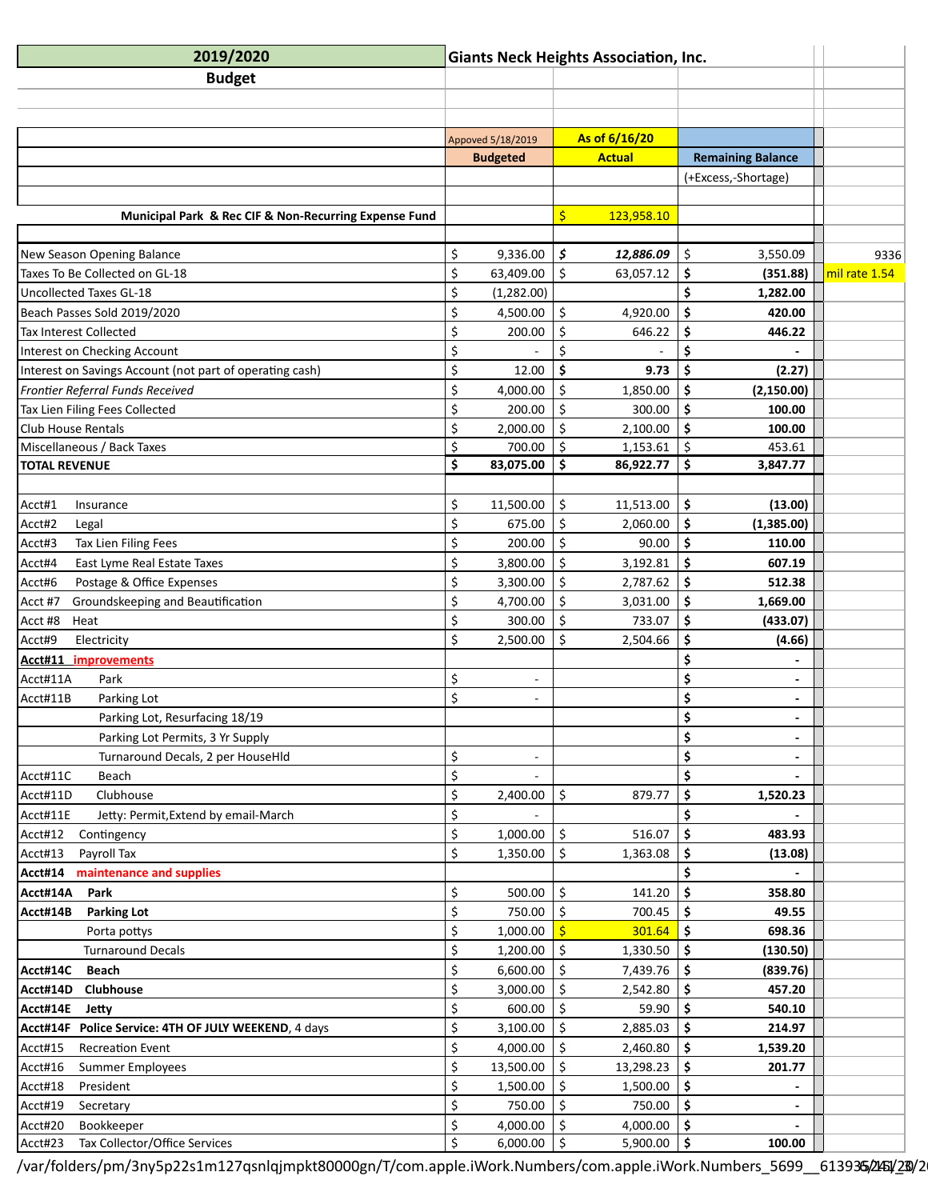| 2019/2020 | Giants Neck Heights Association, Inc. | | | |
|---|---|---|---|---|
| **Budget** | | | | |
| | Appoved 5/18/2019 | As of 6/16/20 | | |
| | **Budgeted** | **Actual** | **Remaining Balance** | |
| | | | (+Excess,-Shortage) | |
| **Municipal Park & Rec CIF & Non-Recurring Expense Fund** | | $ 123,958.10 | | |
| New Season Opening Balance | $ 9,336.00 | ***$ 12,886.09*** | $ 3,550.09 | 9336 |
| Taxes To Be Collected on GL-18 | $ 63,409.00 | $ 63,057.12 | **$ (351.88)** | mil rate 1.54 |
| Uncollected Taxes GL-18 | $ (1,282.00) | | **$ 1,282.00** | |
| Beach Passes Sold 2019/2020 | $ 4,500.00 | $ 4,920.00 | **$ 420.00** | |
| Tax Interest Collected | $ 200.00 | $ 646.22 | **$ 446.22** | |
| Interest on Checking Account | $ - | $ - | **$ -** | |
| Interest on Savings Account (not part of operating cash) | $ 12.00 | **$ 9.73** | **$ (2.27)** | |
| *Frontier Referral Funds Received* | $ 4,000.00 | $ 1,850.00 | **$ (2,150.00)** | |
| Tax Lien Filing Fees Collected | $ 200.00 | $ 300.00 | **$ 100.00** | |
| Club House Rentals | $ 2,000.00 | $ 2,100.00 | **$ 100.00** | |
| Miscellaneous / Back Taxes | $ 700.00 | $ 1,153.61 | $ 453.61 | |
| **TOTAL REVENUE** | **$ 83,075.00** | **$ 86,922.77** | **$ 3,847.77** | |
| | | | | |
| Acct#1 Insurance | $ 11,500.00 | $ 11,513.00 | **$ (13.00)** | |
| Acct#2 Legal | $ 675.00 | $ 2,060.00 | **$ (1,385.00)** | |
| Acct#3 Tax Lien Filing Fees | $ 200.00 | $ 90.00 | **$ 110.00** | |
| Acct#4 East Lyme Real Estate Taxes | $ 3,800.00 | $ 3,192.81 | **$ 607.19** | |
| Acct#6 Postage & Office Expenses | $ 3,300.00 | $ 2,787.62 | **$ 512.38** | |
| Acct #7 Groundskeeping and Beautification | $ 4,700.00 | $ 3,031.00 | **$ 1,669.00** | |
| Acct #8 Heat | $ 300.00 | $ 733.07 | **$ (433.07)** | |
| Acct#9 Electricity | $ 2,500.00 | $ 2,504.66 | **$ (4.66)** | |
| **Acct#11 improvements** | | | **$ -** | |
| Acct#11A Park | $ - | | **$ -** | |
| Acct#11B Parking Lot | $ - | | **$ -** | |
| Parking Lot, Resurfacing 18/19 | | | **$ -** | |
| Parking Lot Permits, 3 Yr Supply | | | **$ -** | |
| Turnaround Decals, 2 per HouseHld | $ - | | **$ -** | |
| Acct#11C Beach | $ - | | **$ -** | |
| Acct#11D Clubhouse | $ 2,400.00 | $ 879.77 | **$ 1,520.23** | |
| Acct#11E Jetty: Permit,Extend by email-March | $ - | | **$ -** | |
| Acct#12 Contingency | $ 1,000.00 | $ 516.07 | **$ 483.93** | |
| Acct#13 Payroll Tax | $ 1,350.00 | $ 1,363.08 | **$ (13.08)** | |
| **Acct#14 maintenance and supplies** | | | **$ -** | |
| **Acct#14A Park** | $ 500.00 | $ 141.20 | **$ 358.80** | |
| **Acct#14B Parking Lot** | $ 750.00 | $ 700.45 | **$ 49.55** | |
| Porta pottys | $ 1,000.00 | $ 301.64 | **$ 698.36** | |
| Turnaround Decals | $ 1,200.00 | $ 1,330.50 | **$ (130.50)** | |
| **Acct#14C Beach** | $ 6,600.00 | $ 7,439.76 | **$ (839.76)** | |
| **Acct#14D Clubhouse** | $ 3,000.00 | $ 2,542.80 | **$ 457.20** | |
| **Acct#14E Jetty** | $ 600.00 | $ 59.90 | **$ 540.10** | |
| **Acct#14F Police Service: 4TH OF JULY WEEKEND**, 4 days | $ 3,100.00 | $ 2,885.03 | **$ 214.97** | |
| Acct#15 Recreation Event | $ 4,000.00 | $ 2,460.80 | **$ 1,539.20** | |
| Acct#16 Summer Employees | $ 13,500.00 | $ 13,298.23 | **$ 201.77** | |
| Acct#18 President | $ 1,500.00 | $ 1,500.00 | **$ -** | |
| Acct#19 Secretary | $ 750.00 | $ 750.00 | **$ -** | |
| Acct#20 Bookkeeper | $ 4,000.00 | $ 4,000.00 | **$ -** | |
| Acct#23 Tax Collector/Office Services | $ 6,000.00 | $ 5,900.00 | **$ 100.00** | |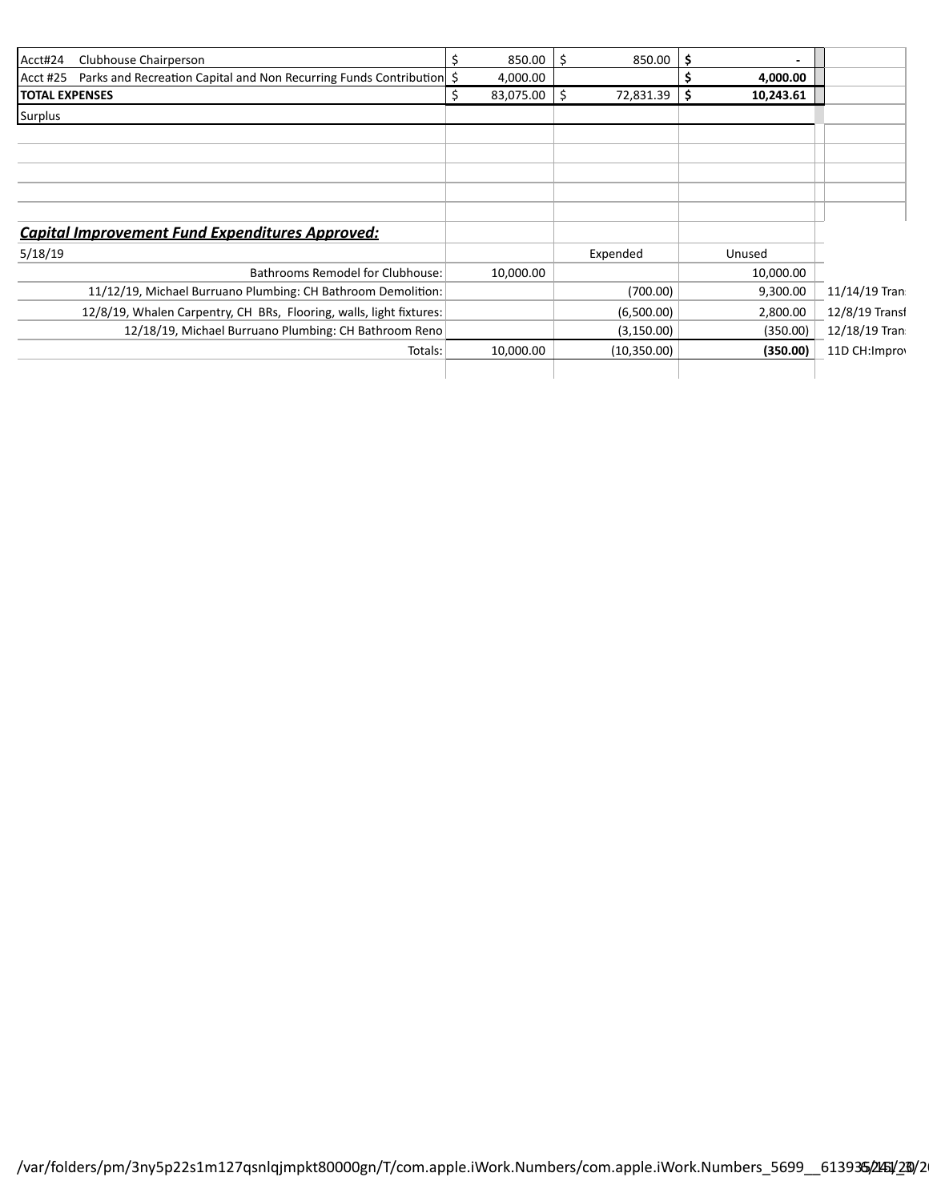| | | | | |
|---|---|---|---|---|
| Acct#24 Clubhouse Chairperson | $ 850.00 | $ 850.00 | $ - | |
| Acct #25 Parks and Recreation Capital and Non Recurring Funds Contribution | $ 4,000.00 | | $ 4,000.00 | |
| **TOTAL EXPENSES** | $ 83,075.00 | $ 72,831.39 | **$ 10,243.61** | |
| Surplus | | | | |

***Capital Improvement Fund Expenditures Approved:***

| 5/18/19 | | Expended | Unused | |
|---|---|---|---|---|
| Bathrooms Remodel for Clubhouse: | 10,000.00 | | 10,000.00 | |
| 11/12/19, Michael Burruano Plumbing: CH Bathroom Demolition: | | (700.00) | 9,300.00 | 11/14/19 Tran |
| 12/8/19, Whalen Carpentry, CH BRs, Flooring, walls, light fixtures: | | (6,500.00) | 2,800.00 | 12/8/19 Transf |
| 12/18/19, Michael Burruano Plumbing: CH Bathroom Reno | | (3,150.00) | (350.00) | 12/18/19 Tran |
| Totals: | 10,000.00 | (10,350.00) | **(350.00)** | 11D CH:Impro |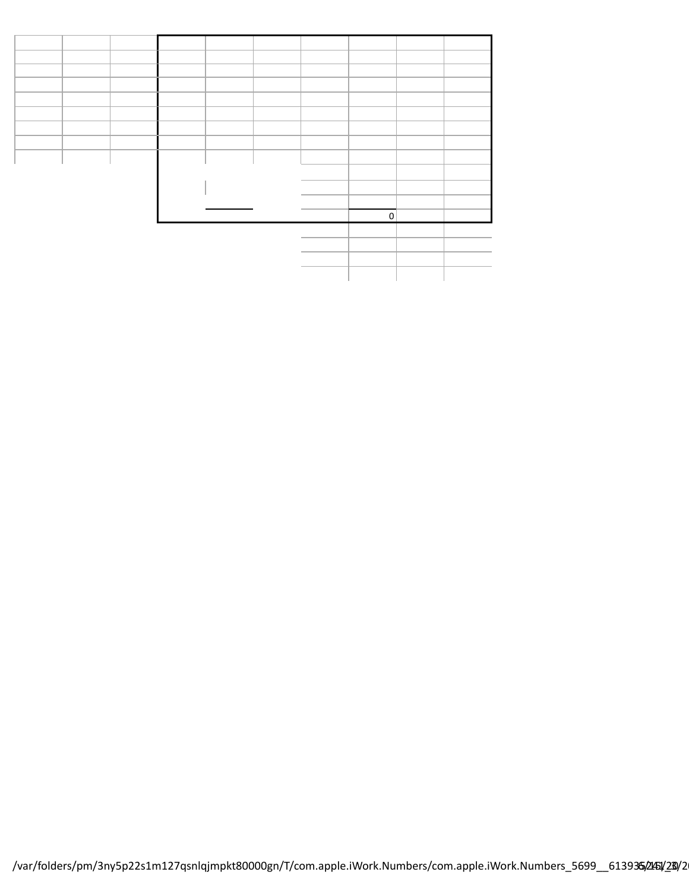0